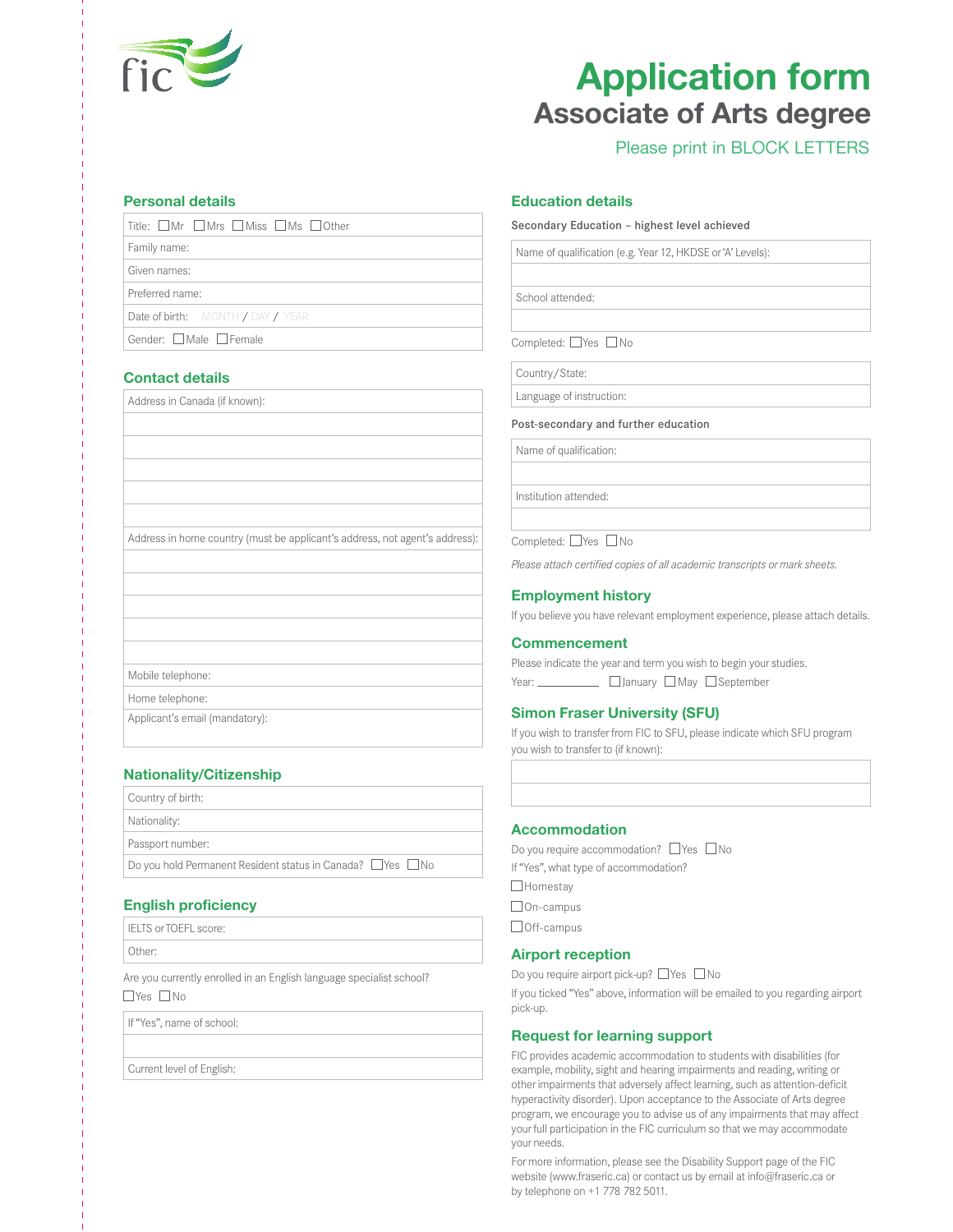# Application form

## Associate of Arts degree

Please print in BLOCK LETTERS

### Personal details

| Title: ☐Mr ☐Mrs ☐Miss ☐Ms ☐Other |
|---|
| Family name: |
| Given names: |
| Preferred name: |
| Date of birth: MONTH / DAY / YEAR |
| Gender: ☐Male ☐Female |

### Contact details

| Address in Canada (if known): |
|---|
| |
| |
| |
| |
| |
| Address in home country (must be applicant's address, not agent's address): |
| |
| |
| |
| |
| |
| Mobile telephone: |
| Home telephone: |
| Applicant's email (mandatory): |

### Nationality/Citizenship

| Country of birth: |
|---|
| Nationality: |
| Passport number: |
| Do you hold Permanent Resident status in Canada? ☐Yes ☐No |

### English proficiency

| IELTS or TOEFL score: |
|---|
| Other: |

Are you currently enrolled in an English language specialist school?

☐Yes ☐No

| If "Yes", name of school: |
|---|
| |
| Current level of English: |

### Education details

**Secondary Education – highest level achieved**

| Name of qualification (e.g. Year 12, HKDSE or 'A' Levels): |
|---|
| |
| School attended: |
| |

Completed: ☐Yes ☐No

| Country/State: |
|---|
| Language of instruction: |

**Post-secondary and further education**

| Name of qualification: |
|---|
| |
| Institution attended: |
| |

Completed: ☐Yes ☐No

*Please attach certified copies of all academic transcripts or mark sheets.*

### Employment history

If you believe you have relevant employment experience, please attach details.

### Commencement

Please indicate the year and term you wish to begin your studies.

Year: __________ ☐January ☐May ☐September

### Simon Fraser University (SFU)

If you wish to transfer from FIC to SFU, please indicate which SFU program you wish to transfer to (if known):

| |
|---|
| |

### Accommodation

Do you require accommodation? ☐Yes ☐No

If "Yes", what type of accommodation?

☐Homestay

☐On-campus

☐Off-campus

### Airport reception

Do you require airport pick-up? ☐Yes ☐No

If you ticked "Yes" above, information will be emailed to you regarding airport pick-up.

### Request for learning support

FIC provides academic accommodation to students with disabilities (for example, mobility, sight and hearing impairments and reading, writing or other impairments that adversely affect learning, such as attention-deficit hyperactivity disorder). Upon acceptance to the Associate of Arts degree program, we encourage you to advise us of any impairments that may affect your full participation in the FIC curriculum so that we may accommodate your needs.

For more information, please see the Disability Support page of the FIC website (www.fraseric.ca) or contact us by email at info@fraseric.ca or by telephone on +1 778 782 5011.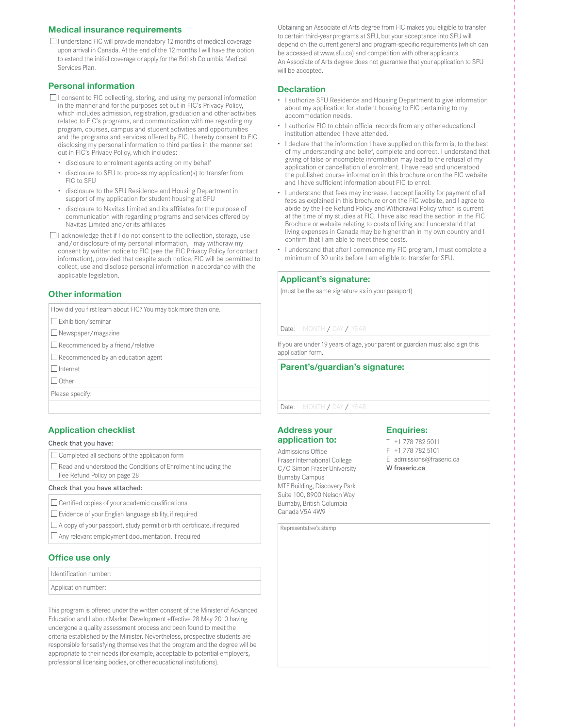## Medical insurance requirements

☐ I understand FIC will provide mandatory 12 months of medical coverage upon arrival in Canada. At the end of the 12 months I will have the option to extend the initial coverage or apply for the British Columbia Medical Services Plan.

## Personal information

☐ I consent to FIC collecting, storing, and using my personal information in the manner and for the purposes set out in FIC's Privacy Policy, which includes admission, registration, graduation and other activities related to FIC's programs, and communication with me regarding my program, courses, campus and student activities and opportunities and the programs and services offered by FIC. I hereby consent to FIC disclosing my personal information to third parties in the manner set out in FIC's Privacy Policy, which includes:

- disclosure to enrolment agents acting on my behalf
- disclosure to SFU to process my application(s) to transfer from FIC to SFU
- disclosure to the SFU Residence and Housing Department in support of my application for student housing at SFU
- disclosure to Navitas Limited and its affiliates for the purpose of communication with regarding programs and services offered by Navitas Limited and/or its affiliates

☐ I acknowledge that if I do not consent to the collection, storage, use and/or disclosure of my personal information, I may withdraw my consent by written notice to FIC (see the FIC Privacy Policy for contact information), provided that despite such notice, FIC will be permitted to collect, use and disclose personal information in accordance with the applicable legislation.

## Other information

How did you first learn about FIC? You may tick more than one.

☐ Exhibition/seminar
☐ Newspaper/magazine
☐ Recommended by a friend/relative
☐ Recommended by an education agent
☐ Internet
☐ Other

Please specify:

## Application checklist

**Check that you have:**

☐ Completed all sections of the application form
☐ Read and understood the Conditions of Enrolment including the Fee Refund Policy on page 28

**Check that you have attached:**

☐ Certified copies of your academic qualifications
☐ Evidence of your English language ability, if required
☐ A copy of your passport, study permit or birth certificate, if required
☐ Any relevant employment documentation, if required

## Office use only

| | |
|---|---|
| Identification number: | |
| Application number: | |

This program is offered under the written consent of the Minister of Advanced Education and Labour Market Development effective 28 May 2010 having undergone a quality assessment process and been found to meet the criteria established by the Minister. Nevertheless, prospective students are responsible for satisfying themselves that the program and the degree will be appropriate to their needs (for example, acceptable to potential employers, professional licensing bodies, or other educational institutions).

Obtaining an Associate of Arts degree from FIC makes you eligible to transfer to certain third-year programs at SFU, but your acceptance into SFU will depend on the current general and program-specific requirements (which can be accessed at www.sfu.ca) and competition with other applicants. An Associate of Arts degree does not guarantee that your application to SFU will be accepted.

## Declaration

- I authorize SFU Residence and Housing Department to give information about my application for student housing to FIC pertaining to my accommodation needs.
- I authorize FIC to obtain official records from any other educational institution attended I have attended.
- I declare that the information I have supplied on this form is, to the best of my understanding and belief, complete and correct. I understand that giving of false or incomplete information may lead to the refusal of my application or cancellation of enrolment. I have read and understood the published course information in this brochure or on the FIC website and I have sufficient information about FIC to enrol.
- I understand that fees may increase. I accept liability for payment of all fees as explained in this brochure or on the FIC website, and I agree to abide by the Fee Refund Policy and Withdrawal Policy which is current at the time of my studies at FIC. I have also read the section in the FIC Brochure or website relating to costs of living and I understand that living expenses in Canada may be higher than in my own country and I confirm that I am able to meet these costs.
- I understand that after I commence my FIC program, I must complete a minimum of 30 units before I am eligible to transfer for SFU.

### Applicant's signature:

(must be the same signature as in your passport)

Date: MONTH / DAY / YEAR

If you are under 19 years of age, your parent or guardian must also sign this application form.

### Parent's/guardian's signature:

Date: MONTH / DAY / YEAR

## Address your application to:

Admissions Office
Fraser International College
C/O Simon Fraser University
Burnaby Campus
MTF Building, Discovery Park
Suite 100, 8900 Nelson Way
Burnaby, British Columbia
Canada V5A 4W9

## Enquiries:

T +1 778 782 5011
F +1 778 782 5101
E admissions@fraseric.ca
**W fraseric.ca**

Representative's stamp